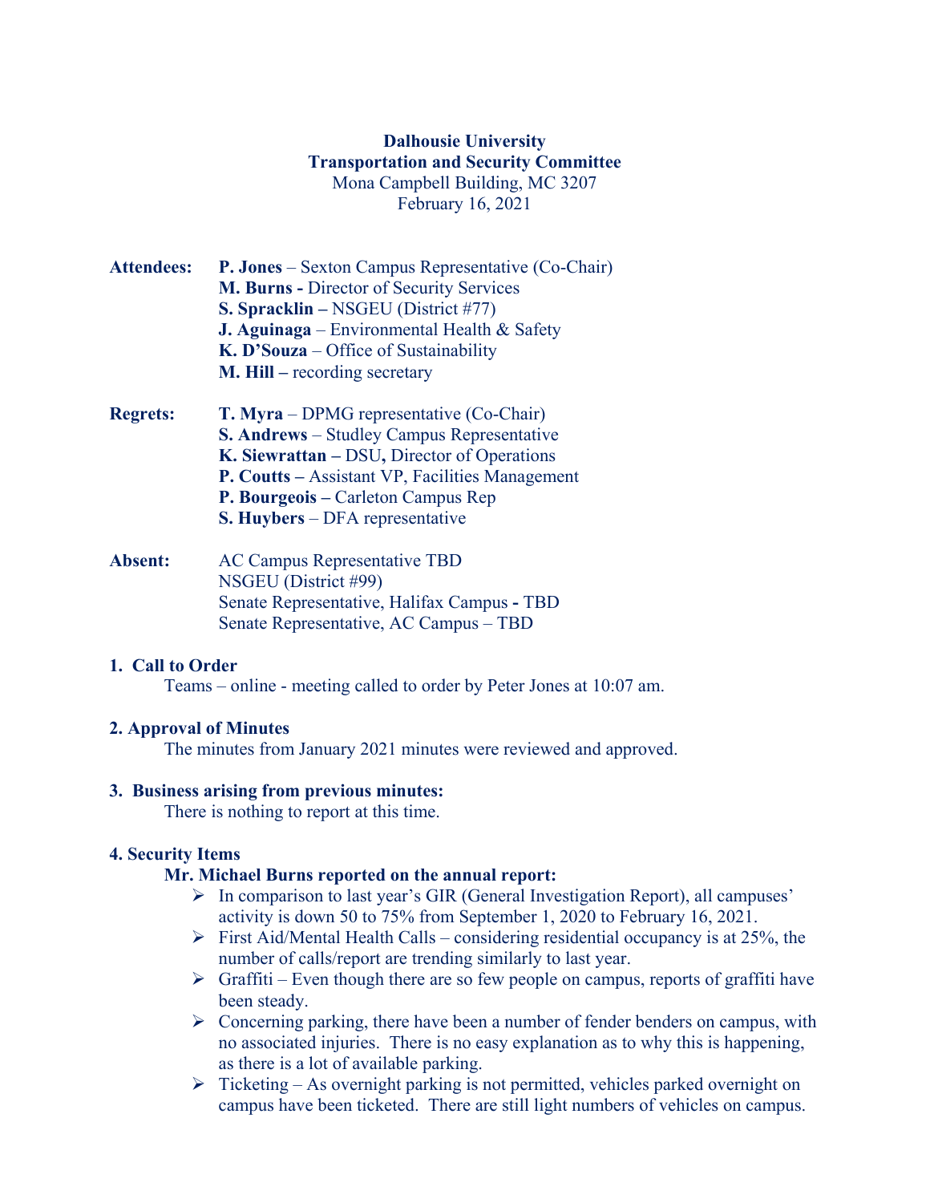**Dalhousie University**
**Transportation and Security Committee**
Mona Campbell Building, MC 3207
February 16, 2021

**Attendees:**
- **P. Jones** – Sexton Campus Representative (Co-Chair)
- **M. Burns -** Director of Security Services
- **S. Spracklin –** NSGEU (District #77)
- **J. Aguinaga** – Environmental Health & Safety
- **K. D'Souza** – Office of Sustainability
- **M. Hill –** recording secretary

**Regrets:**
- **T. Myra** – DPMG representative (Co-Chair)
- **S. Andrews** – Studley Campus Representative
- **K. Siewrattan –** DSU**,** Director of Operations
- **P. Coutts –** Assistant VP, Facilities Management
- **P. Bourgeois –** Carleton Campus Rep
- **S. Huybers** – DFA representative

**Absent:**
- AC Campus Representative TBD
- NSGEU (District #99)
- Senate Representative, Halifax Campus **-** TBD
- Senate Representative, AC Campus – TBD

## 1. Call to Order

Teams – online - meeting called to order by Peter Jones at 10:07 am.

## 2. Approval of Minutes

The minutes from January 2021 minutes were reviewed and approved.

## 3. Business arising from previous minutes:

There is nothing to report at this time.

## 4. Security Items

**Mr. Michael Burns reported on the annual report:**

- In comparison to last year's GIR (General Investigation Report), all campuses' activity is down 50 to 75% from September 1, 2020 to February 16, 2021.
- First Aid/Mental Health Calls – considering residential occupancy is at 25%, the number of calls/report are trending similarly to last year.
- Graffiti – Even though there are so few people on campus, reports of graffiti have been steady.
- Concerning parking, there have been a number of fender benders on campus, with no associated injuries. There is no easy explanation as to why this is happening, as there is a lot of available parking.
- Ticketing – As overnight parking is not permitted, vehicles parked overnight on campus have been ticketed. There are still light numbers of vehicles on campus.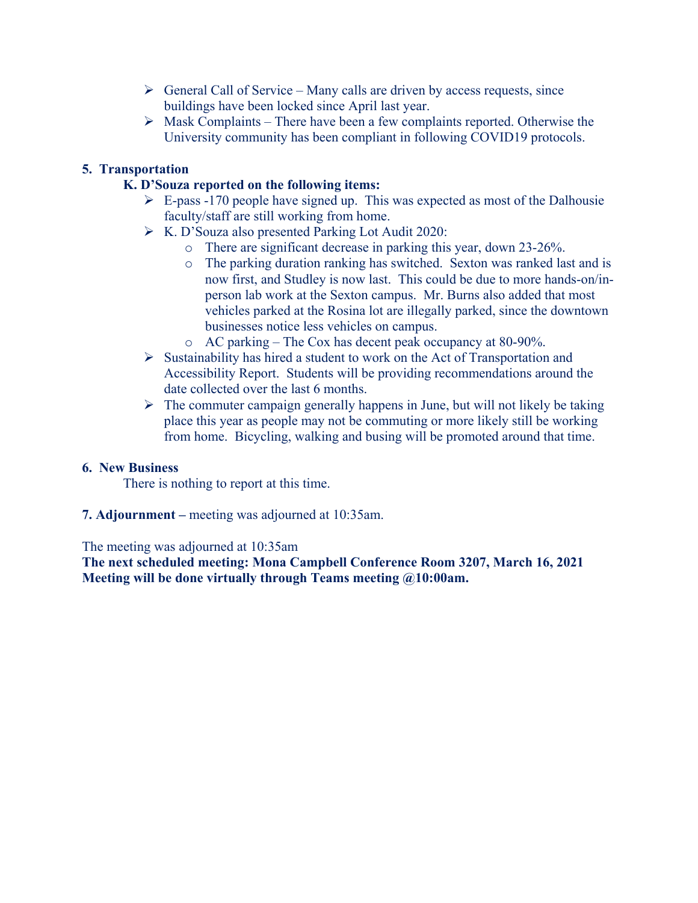- General Call of Service – Many calls are driven by access requests, since buildings have been locked since April last year.
- Mask Complaints – There have been a few complaints reported. Otherwise the University community has been compliant in following COVID19 protocols.

**5. Transportation**

**K. D'Souza reported on the following items:**

- E-pass -170 people have signed up. This was expected as most of the Dalhousie faculty/staff are still working from home.
- K. D'Souza also presented Parking Lot Audit 2020:
  - There are significant decrease in parking this year, down 23-26%.
  - The parking duration ranking has switched. Sexton was ranked last and is now first, and Studley is now last. This could be due to more hands-on/in-person lab work at the Sexton campus. Mr. Burns also added that most vehicles parked at the Rosina lot are illegally parked, since the downtown businesses notice less vehicles on campus.
  - AC parking – The Cox has decent peak occupancy at 80-90%.
- Sustainability has hired a student to work on the Act of Transportation and Accessibility Report. Students will be providing recommendations around the date collected over the last 6 months.
- The commuter campaign generally happens in June, but will not likely be taking place this year as people may not be commuting or more likely still be working from home. Bicycling, walking and busing will be promoted around that time.

**6. New Business**

There is nothing to report at this time.

**7. Adjournment –** meeting was adjourned at 10:35am.

The meeting was adjourned at 10:35am

**The next scheduled meeting: Mona Campbell Conference Room 3207, March 16, 2021**
**Meeting will be done virtually through Teams meeting @10:00am.**